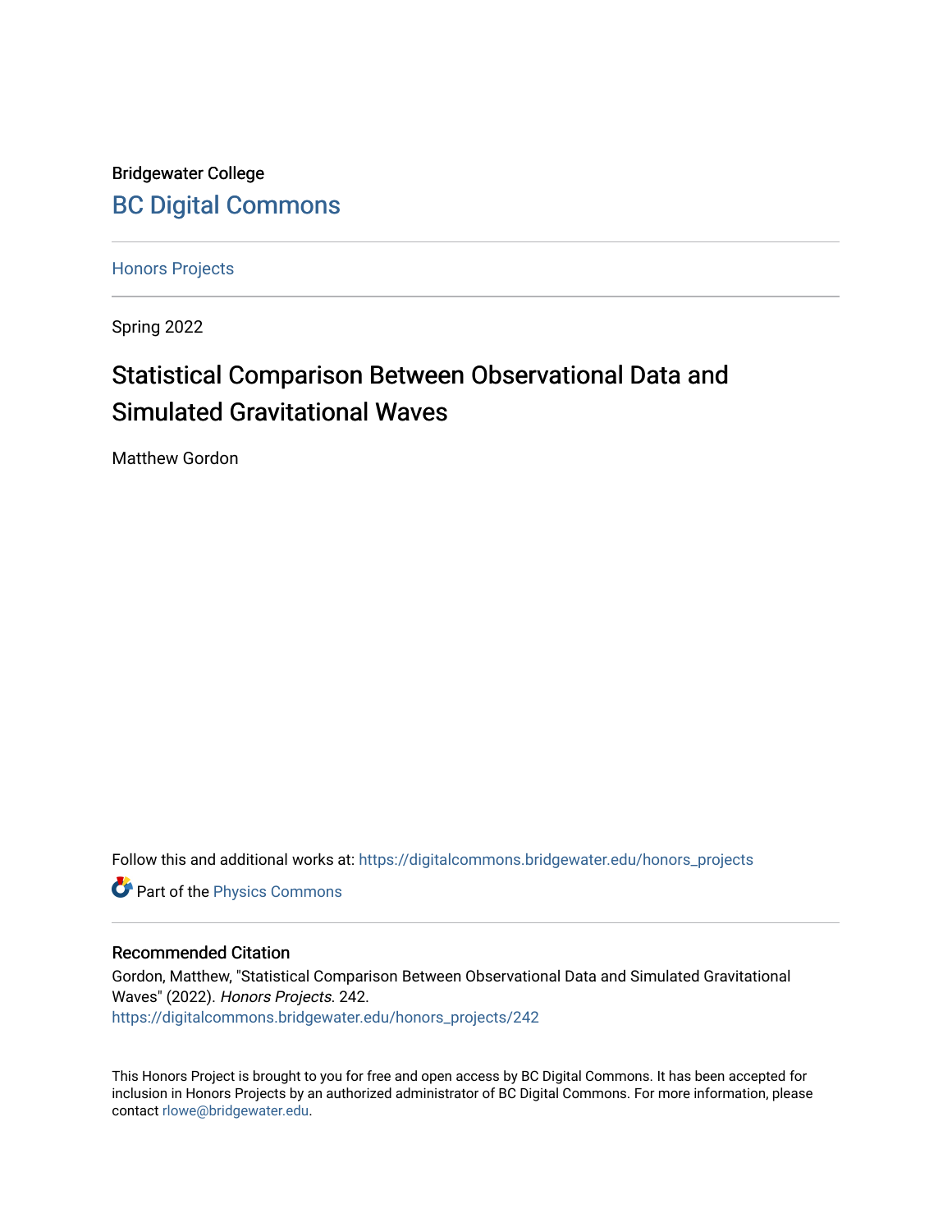Bridgewater College

BC Digital Commons

Honors Projects

Spring 2022

# Statistical Comparison Between Observational Data and Simulated Gravitational Waves

Matthew Gordon

Follow this and additional works at: https://digitalcommons.bridgewater.edu/honors_projects

Part of the Physics Commons

## Recommended Citation

Gordon, Matthew, "Statistical Comparison Between Observational Data and Simulated Gravitational Waves" (2022). *Honors Projects*. 242.
https://digitalcommons.bridgewater.edu/honors_projects/242

This Honors Project is brought to you for free and open access by BC Digital Commons. It has been accepted for inclusion in Honors Projects by an authorized administrator of BC Digital Commons. For more information, please contact rlowe@bridgewater.edu.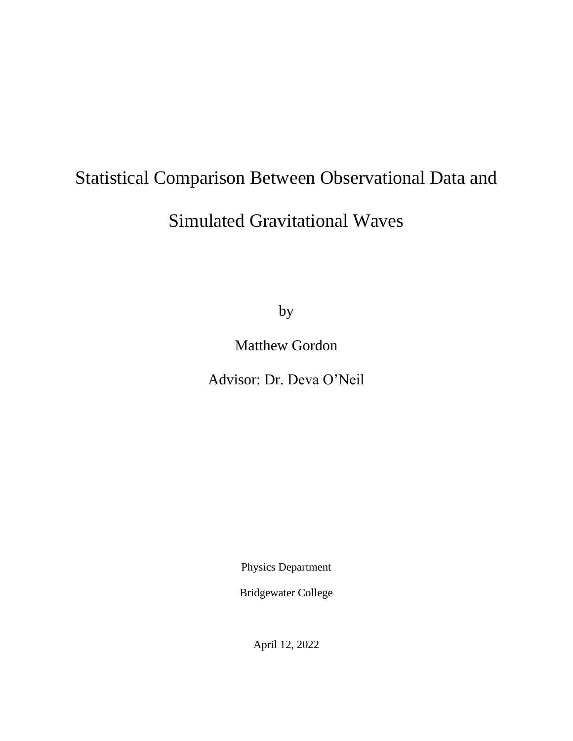# Statistical Comparison Between Observational Data and Simulated Gravitational Waves

by

Matthew Gordon

Advisor: Dr. Deva O'Neil

Physics Department

Bridgewater College

April 12, 2022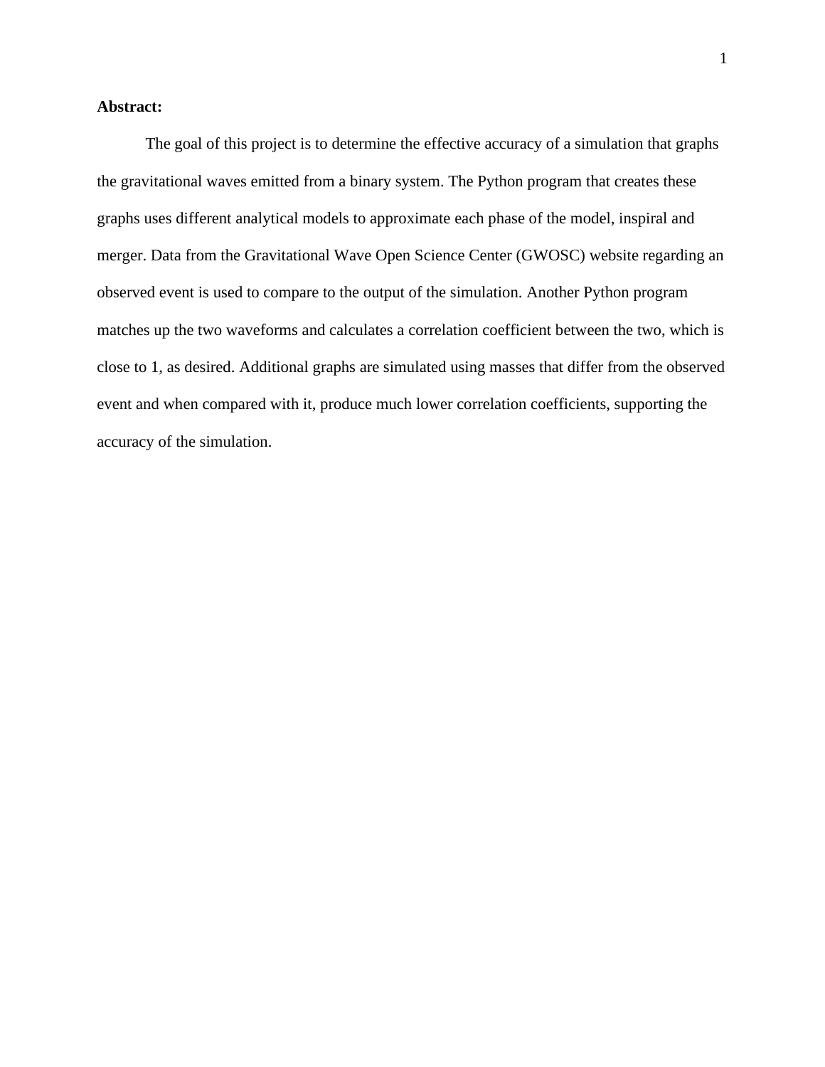**Abstract:**

The goal of this project is to determine the effective accuracy of a simulation that graphs the gravitational waves emitted from a binary system. The Python program that creates these graphs uses different analytical models to approximate each phase of the model, inspiral and merger. Data from the Gravitational Wave Open Science Center (GWOSC) website regarding an observed event is used to compare to the output of the simulation. Another Python program matches up the two waveforms and calculates a correlation coefficient between the two, which is close to 1, as desired. Additional graphs are simulated using masses that differ from the observed event and when compared with it, produce much lower correlation coefficients, supporting the accuracy of the simulation.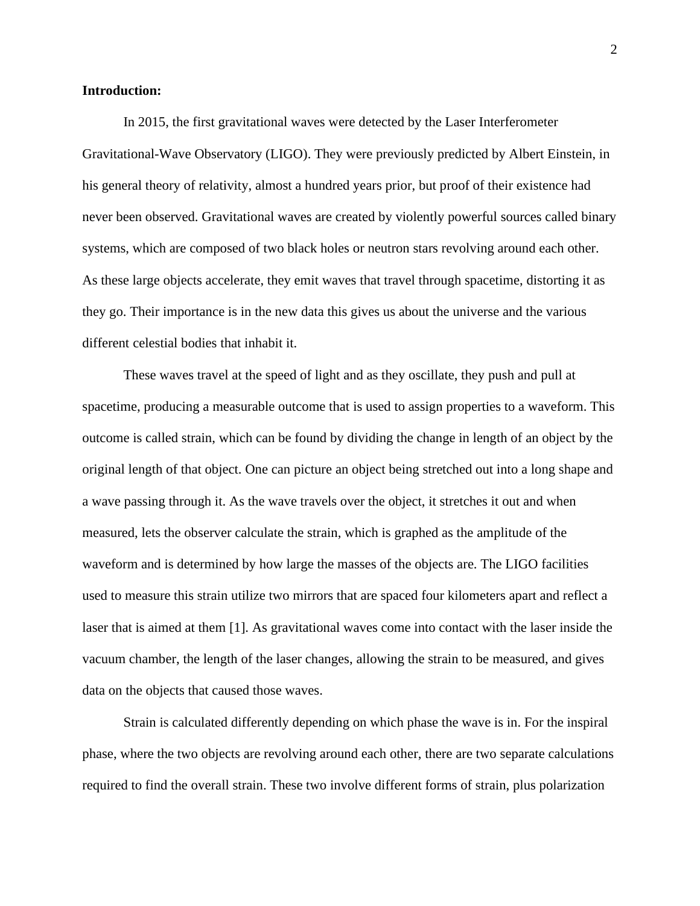**Introduction:**

In 2015, the first gravitational waves were detected by the Laser Interferometer Gravitational-Wave Observatory (LIGO). They were previously predicted by Albert Einstein, in his general theory of relativity, almost a hundred years prior, but proof of their existence had never been observed. Gravitational waves are created by violently powerful sources called binary systems, which are composed of two black holes or neutron stars revolving around each other. As these large objects accelerate, they emit waves that travel through spacetime, distorting it as they go. Their importance is in the new data this gives us about the universe and the various different celestial bodies that inhabit it.

These waves travel at the speed of light and as they oscillate, they push and pull at spacetime, producing a measurable outcome that is used to assign properties to a waveform. This outcome is called strain, which can be found by dividing the change in length of an object by the original length of that object. One can picture an object being stretched out into a long shape and a wave passing through it. As the wave travels over the object, it stretches it out and when measured, lets the observer calculate the strain, which is graphed as the amplitude of the waveform and is determined by how large the masses of the objects are. The LIGO facilities used to measure this strain utilize two mirrors that are spaced four kilometers apart and reflect a laser that is aimed at them [1]. As gravitational waves come into contact with the laser inside the vacuum chamber, the length of the laser changes, allowing the strain to be measured, and gives data on the objects that caused those waves.

Strain is calculated differently depending on which phase the wave is in. For the inspiral phase, where the two objects are revolving around each other, there are two separate calculations required to find the overall strain. These two involve different forms of strain, plus polarization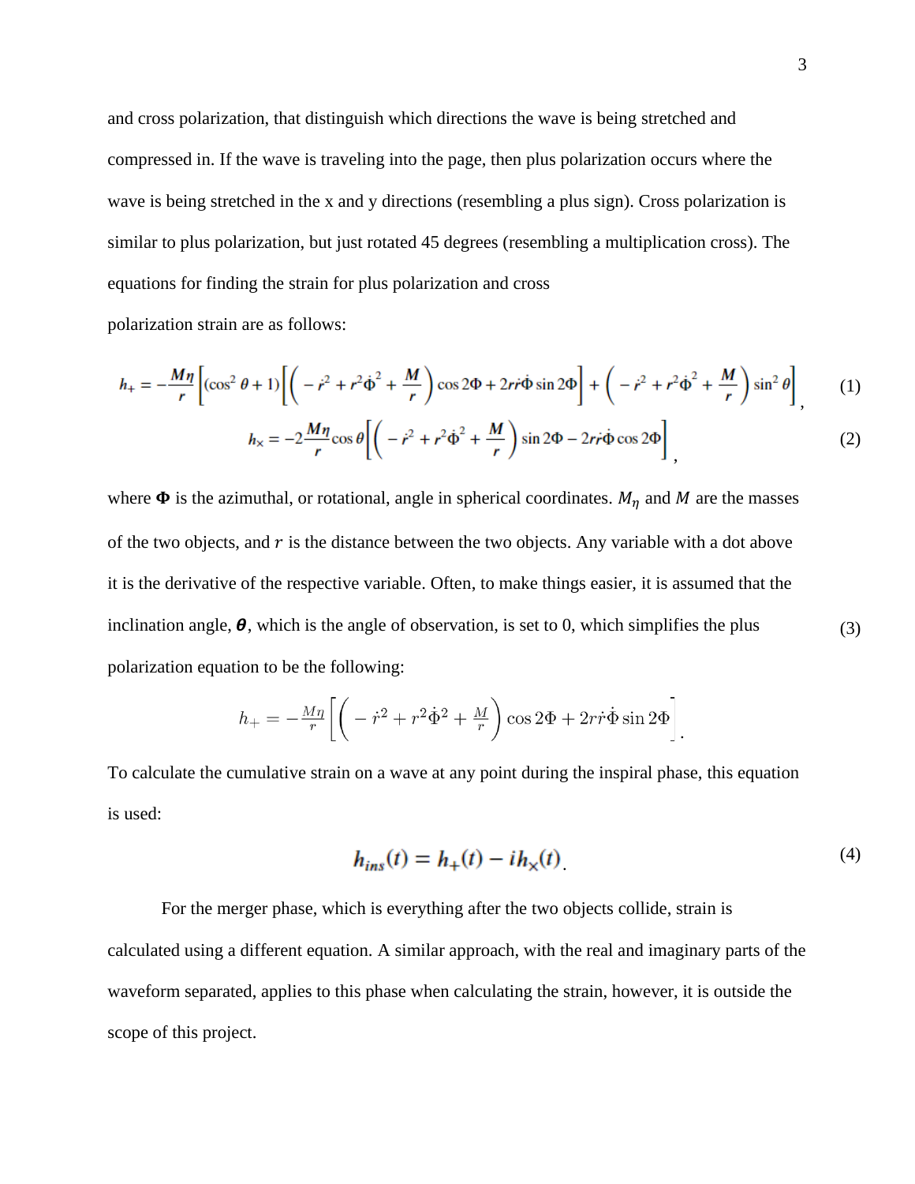and cross polarization, that distinguish which directions the wave is being stretched and compressed in. If the wave is traveling into the page, then plus polarization occurs where the wave is being stretched in the x and y directions (resembling a plus sign). Cross polarization is similar to plus polarization, but just rotated 45 degrees (resembling a multiplication cross). The equations for finding the strain for plus polarization and cross

polarization strain are as follows:

$$h_+ = -\frac{M\eta}{r}\left[(\cos^2\theta + 1)\left[\left(-\dot{r}^2 + r^2\dot{\Phi}^2 + \frac{M}{r}\right)\cos 2\Phi + 2r\dot{r}\dot{\Phi}\sin 2\Phi\right] + \left(-\dot{r}^2 + r^2\dot{\Phi}^2 + \frac{M}{r}\right)\sin^2\theta\right], \tag{1}$$

$$h_\times = -2\frac{M\eta}{r}\cos\theta\left[\left(-\dot{r}^2 + r^2\dot{\Phi}^2 + \frac{M}{r}\right)\sin 2\Phi - 2r\dot{r}\dot{\Phi}\cos 2\Phi\right], \tag{2}$$

where $\boldsymbol{\Phi}$ is the azimuthal, or rotational, angle in spherical coordinates. $M_\eta$ and $M$ are the masses of the two objects, and $r$ is the distance between the two objects. Any variable with a dot above it is the derivative of the respective variable. Often, to make things easier, it is assumed that the inclination angle, $\boldsymbol{\theta}$, which is the angle of observation, is set to 0, which simplifies the plus polarization equation to be the following:

$$h_+ = -\frac{M\eta}{r}\left[\left(-\dot{r}^2 + r^2\dot{\Phi}^2 + \frac{M}{r}\right)\cos 2\Phi + 2r\dot{r}\dot{\Phi}\sin 2\Phi\right]. \tag{3}$$

To calculate the cumulative strain on a wave at any point during the inspiral phase, this equation is used:

$$h_{ins}(t) = h_+(t) - i h_\times(t). \tag{4}$$

For the merger phase, which is everything after the two objects collide, strain is calculated using a different equation. A similar approach, with the real and imaginary parts of the waveform separated, applies to this phase when calculating the strain, however, it is outside the scope of this project.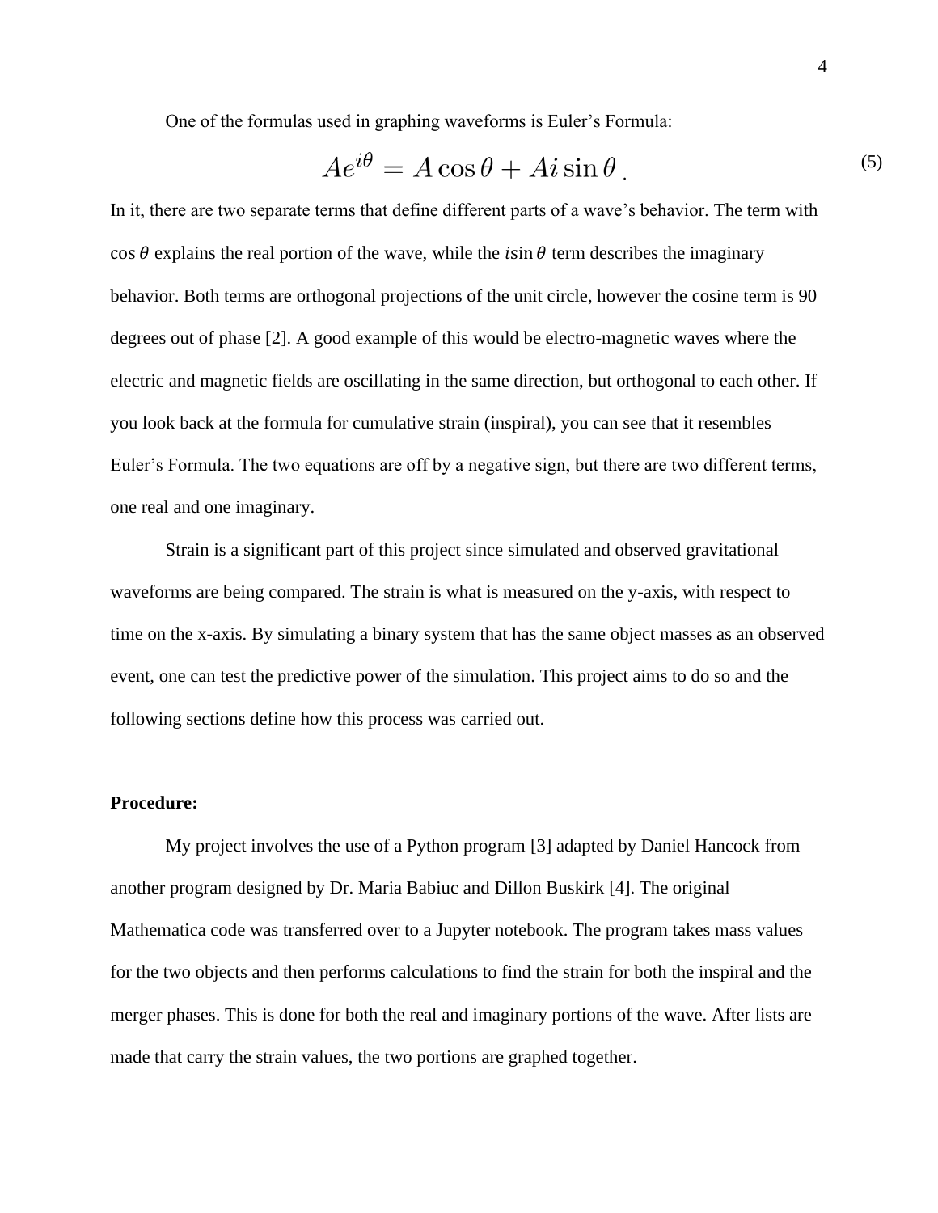One of the formulas used in graphing waveforms is Euler's Formula:

$$Ae^{i\theta} = A\cos\theta + Ai\sin\theta \, . \tag{5}$$

In it, there are two separate terms that define different parts of a wave's behavior. The term with $\cos\theta$ explains the real portion of the wave, while the $i\sin\theta$ term describes the imaginary behavior. Both terms are orthogonal projections of the unit circle, however the cosine term is 90 degrees out of phase [2]. A good example of this would be electro-magnetic waves where the electric and magnetic fields are oscillating in the same direction, but orthogonal to each other. If you look back at the formula for cumulative strain (inspiral), you can see that it resembles Euler's Formula. The two equations are off by a negative sign, but there are two different terms, one real and one imaginary.

Strain is a significant part of this project since simulated and observed gravitational waveforms are being compared. The strain is what is measured on the y-axis, with respect to time on the x-axis. By simulating a binary system that has the same object masses as an observed event, one can test the predictive power of the simulation. This project aims to do so and the following sections define how this process was carried out.

**Procedure:**

My project involves the use of a Python program [3] adapted by Daniel Hancock from another program designed by Dr. Maria Babiuc and Dillon Buskirk [4]. The original Mathematica code was transferred over to a Jupyter notebook. The program takes mass values for the two objects and then performs calculations to find the strain for both the inspiral and the merger phases. This is done for both the real and imaginary portions of the wave. After lists are made that carry the strain values, the two portions are graphed together.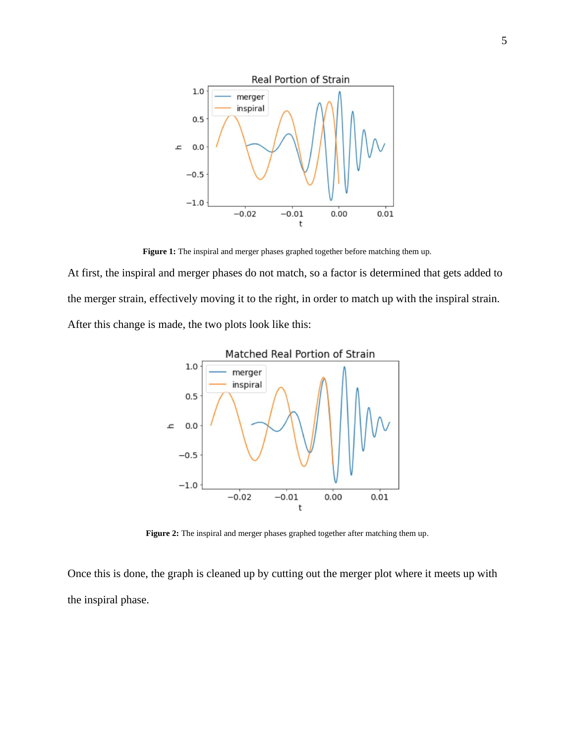Real Portion of Strain

merger
inspiral

h

1.0
0.5
0.0
−0.5
−1.0

−0.02
−0.01
0.00
0.01

t

**Figure 1:** The inspiral and merger phases graphed together before matching them up.

At first, the inspiral and merger phases do not match, so a factor is determined that gets added to the merger strain, effectively moving it to the right, in order to match up with the inspiral strain. After this change is made, the two plots look like this:

Matched Real Portion of Strain

merger
inspiral

h

1.0
0.5
0.0
−0.5
−1.0

−0.02
−0.01
0.00
0.01

t

**Figure 2:** The inspiral and merger phases graphed together after matching them up.

Once this is done, the graph is cleaned up by cutting out the merger plot where it meets up with the inspiral phase.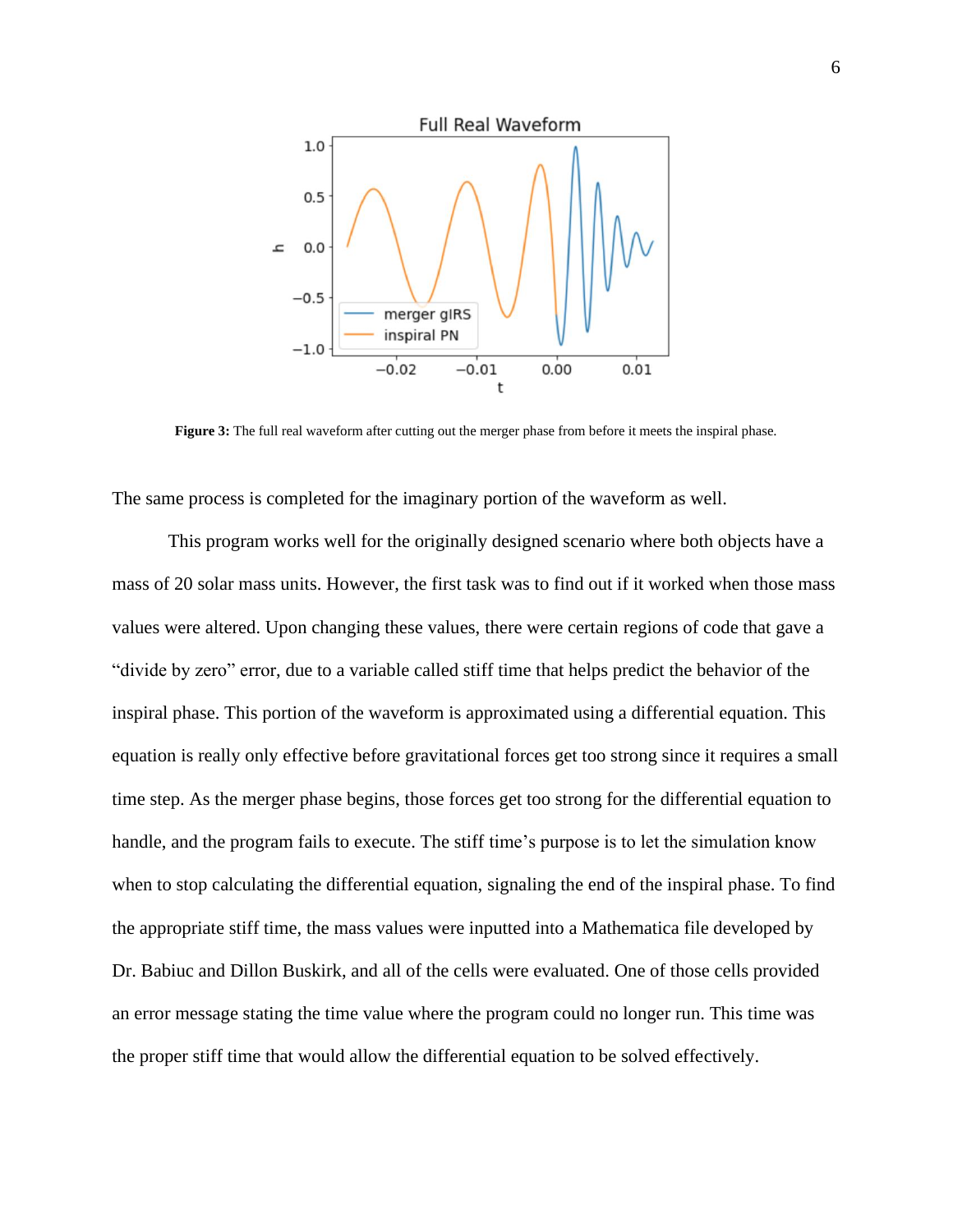Full Real Waveform

1.0

0.5

h 0.0

−0.5

−1.0

merger gIRS

inspiral PN

−0.02 −0.01 0.00 0.01

t

**Figure 3:** The full real waveform after cutting out the merger phase from before it meets the inspiral phase.

The same process is completed for the imaginary portion of the waveform as well.

This program works well for the originally designed scenario where both objects have a mass of 20 solar mass units. However, the first task was to find out if it worked when those mass values were altered. Upon changing these values, there were certain regions of code that gave a “divide by zero” error, due to a variable called stiff time that helps predict the behavior of the inspiral phase. This portion of the waveform is approximated using a differential equation. This equation is really only effective before gravitational forces get too strong since it requires a small time step. As the merger phase begins, those forces get too strong for the differential equation to handle, and the program fails to execute. The stiff time’s purpose is to let the simulation know when to stop calculating the differential equation, signaling the end of the inspiral phase. To find the appropriate stiff time, the mass values were inputted into a Mathematica file developed by Dr. Babiuc and Dillon Buskirk, and all of the cells were evaluated. One of those cells provided an error message stating the time value where the program could no longer run. This time was the proper stiff time that would allow the differential equation to be solved effectively.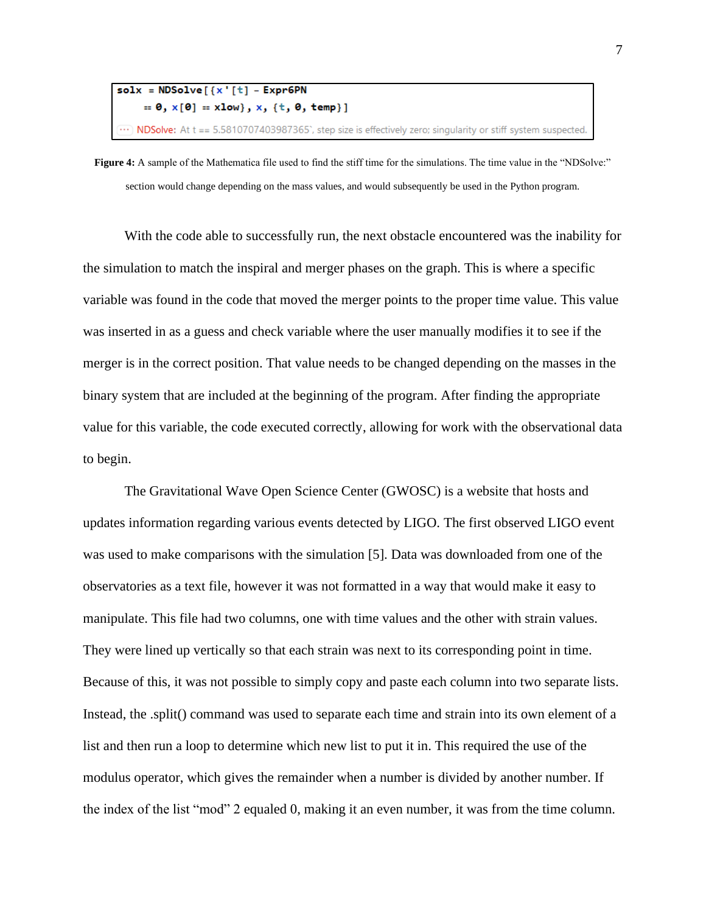```
solx = NDSolve[{x'[t] - Expr6PN
     == 0, x[0] == xlow}, x, {t, 0, temp}]
··· NDSolve: At t == 5.5810707403987365`, step size is effectively zero; singularity or stiff system suspected.
```

**Figure 4:** A sample of the Mathematica file used to find the stiff time for the simulations. The time value in the "NDSolve:" section would change depending on the mass values, and would subsequently be used in the Python program.

With the code able to successfully run, the next obstacle encountered was the inability for the simulation to match the inspiral and merger phases on the graph. This is where a specific variable was found in the code that moved the merger points to the proper time value. This value was inserted in as a guess and check variable where the user manually modifies it to see if the merger is in the correct position. That value needs to be changed depending on the masses in the binary system that are included at the beginning of the program. After finding the appropriate value for this variable, the code executed correctly, allowing for work with the observational data to begin.

The Gravitational Wave Open Science Center (GWOSC) is a website that hosts and updates information regarding various events detected by LIGO. The first observed LIGO event was used to make comparisons with the simulation [5]. Data was downloaded from one of the observatories as a text file, however it was not formatted in a way that would make it easy to manipulate. This file had two columns, one with time values and the other with strain values. They were lined up vertically so that each strain was next to its corresponding point in time. Because of this, it was not possible to simply copy and paste each column into two separate lists. Instead, the .split() command was used to separate each time and strain into its own element of a list and then run a loop to determine which new list to put it in. This required the use of the modulus operator, which gives the remainder when a number is divided by another number. If the index of the list "mod" 2 equaled 0, making it an even number, it was from the time column.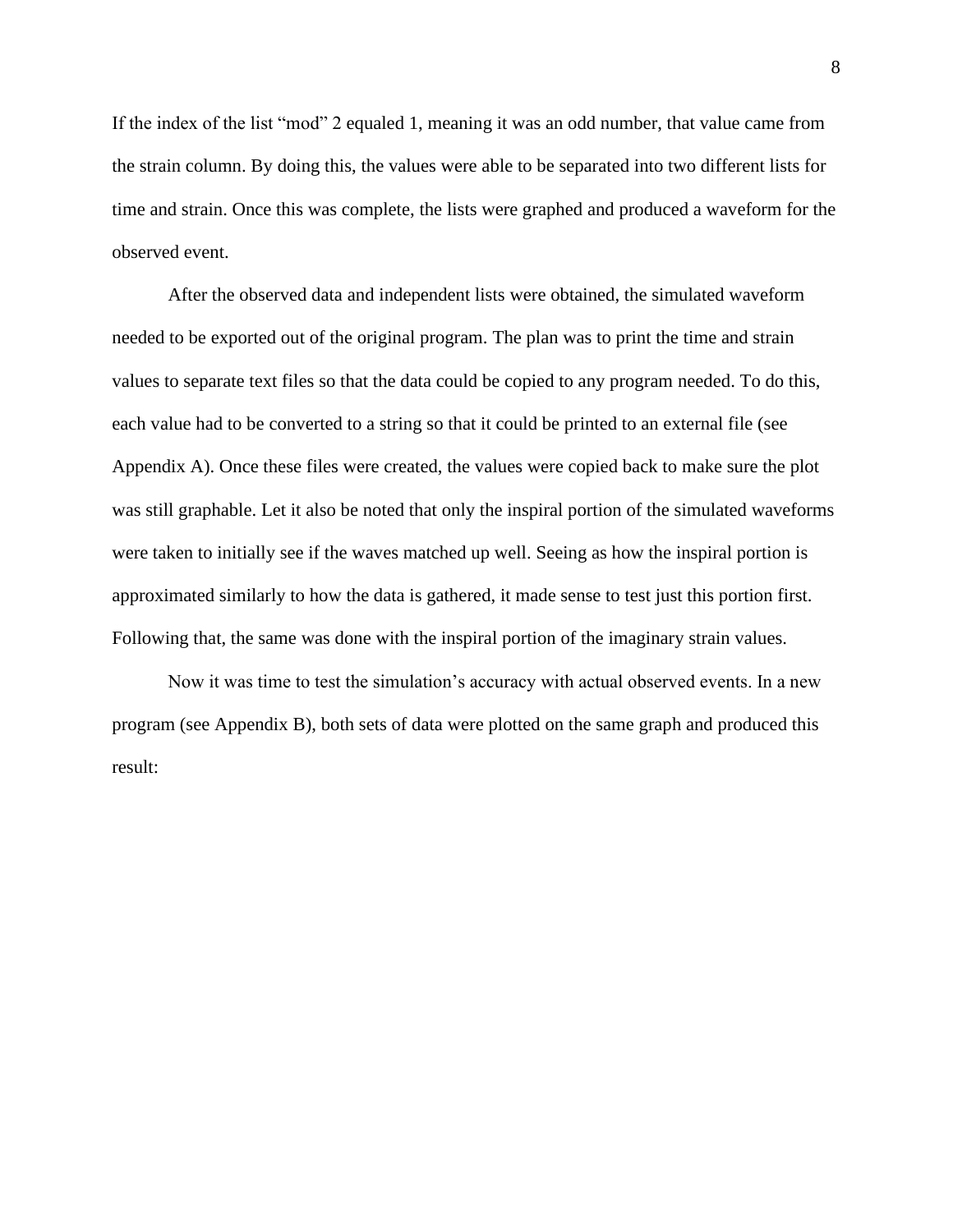If the index of the list "mod" 2 equaled 1, meaning it was an odd number, that value came from the strain column. By doing this, the values were able to be separated into two different lists for time and strain. Once this was complete, the lists were graphed and produced a waveform for the observed event.

After the observed data and independent lists were obtained, the simulated waveform needed to be exported out of the original program. The plan was to print the time and strain values to separate text files so that the data could be copied to any program needed. To do this, each value had to be converted to a string so that it could be printed to an external file (see Appendix A). Once these files were created, the values were copied back to make sure the plot was still graphable. Let it also be noted that only the inspiral portion of the simulated waveforms were taken to initially see if the waves matched up well. Seeing as how the inspiral portion is approximated similarly to how the data is gathered, it made sense to test just this portion first. Following that, the same was done with the inspiral portion of the imaginary strain values.

Now it was time to test the simulation's accuracy with actual observed events. In a new program (see Appendix B), both sets of data were plotted on the same graph and produced this result: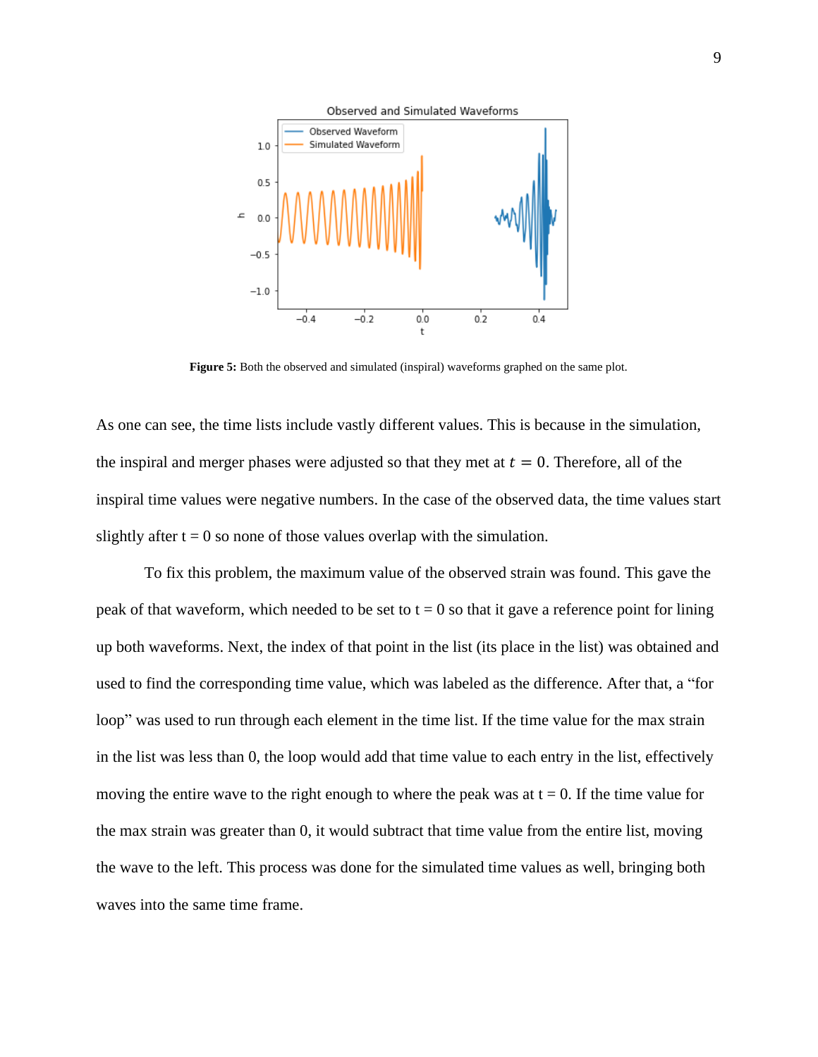Observed and Simulated Waveforms

Observed Waveform
Simulated Waveform

1.0
0.5
0.0
−0.5
−1.0

h

−0.4
−0.2
0.0
0.2
0.4

t

**Figure 5:** Both the observed and simulated (inspiral) waveforms graphed on the same plot.

As one can see, the time lists include vastly different values. This is because in the simulation, the inspiral and merger phases were adjusted so that they met at $t = 0$. Therefore, all of the inspiral time values were negative numbers. In the case of the observed data, the time values start slightly after t = 0 so none of those values overlap with the simulation.

To fix this problem, the maximum value of the observed strain was found. This gave the peak of that waveform, which needed to be set to t = 0 so that it gave a reference point for lining up both waveforms. Next, the index of that point in the list (its place in the list) was obtained and used to find the corresponding time value, which was labeled as the difference. After that, a "for loop" was used to run through each element in the time list. If the time value for the max strain in the list was less than 0, the loop would add that time value to each entry in the list, effectively moving the entire wave to the right enough to where the peak was at t = 0. If the time value for the max strain was greater than 0, it would subtract that time value from the entire list, moving the wave to the left. This process was done for the simulated time values as well, bringing both waves into the same time frame.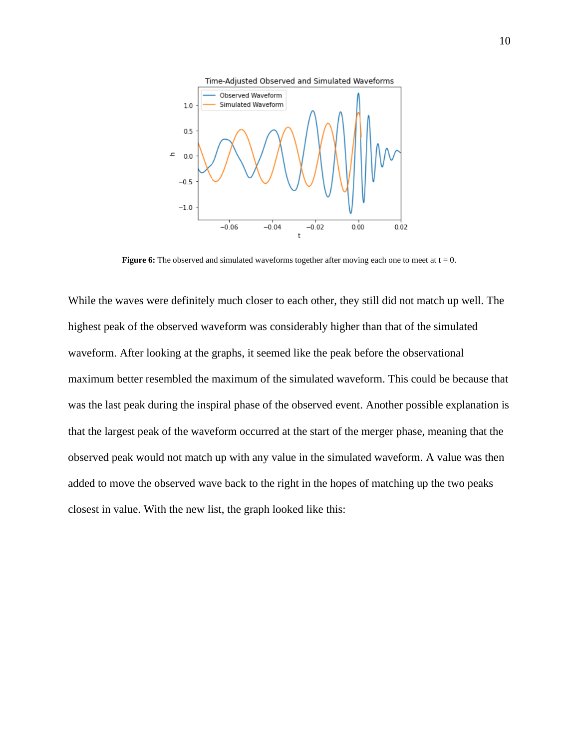Time-Adjusted Observed and Simulated Waveforms

Observed Waveform

Simulated Waveform

1.0

0.5

0.0

−0.5

−1.0

h

−0.06

−0.04

−0.02

0.00

0.02

t

**Figure 6:** The observed and simulated waveforms together after moving each one to meet at t = 0.

While the waves were definitely much closer to each other, they still did not match up well. The highest peak of the observed waveform was considerably higher than that of the simulated waveform. After looking at the graphs, it seemed like the peak before the observational maximum better resembled the maximum of the simulated waveform. This could be because that was the last peak during the inspiral phase of the observed event. Another possible explanation is that the largest peak of the waveform occurred at the start of the merger phase, meaning that the observed peak would not match up with any value in the simulated waveform. A value was then added to move the observed wave back to the right in the hopes of matching up the two peaks closest in value. With the new list, the graph looked like this: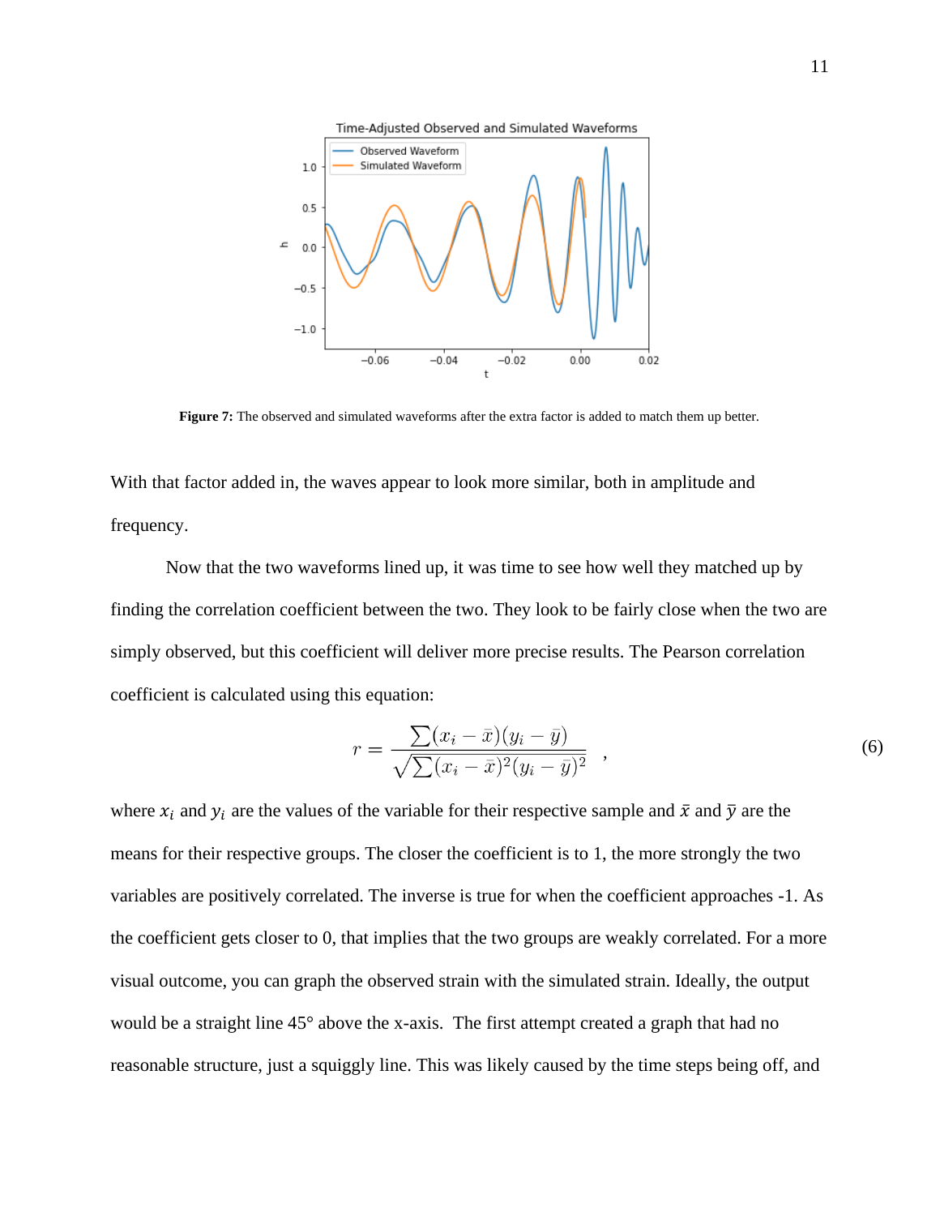Time-Adjusted Observed and Simulated Waveforms

Observed Waveform

Simulated Waveform

1.0
0.5
0.0
−0.5
−1.0

h

−0.06
−0.04
−0.02
0.00
0.02

t

**Figure 7:** The observed and simulated waveforms after the extra factor is added to match them up better.

With that factor added in, the waves appear to look more similar, both in amplitude and frequency.

Now that the two waveforms lined up, it was time to see how well they matched up by finding the correlation coefficient between the two. They look to be fairly close when the two are simply observed, but this coefficient will deliver more precise results. The Pearson correlation coefficient is calculated using this equation:

$$r = \frac{\sum(x_i - \bar{x})(y_i - \bar{y})}{\sqrt{\sum(x_i - \bar{x})^2(y_i - \bar{y})^2}} \quad , \tag{6}$$

where $x_i$ and $y_i$ are the values of the variable for their respective sample and $\bar{x}$ and $\bar{y}$ are the means for their respective groups. The closer the coefficient is to 1, the more strongly the two variables are positively correlated. The inverse is true for when the coefficient approaches -1. As the coefficient gets closer to 0, that implies that the two groups are weakly correlated. For a more visual outcome, you can graph the observed strain with the simulated strain. Ideally, the output would be a straight line 45° above the x-axis. The first attempt created a graph that had no reasonable structure, just a squiggly line. This was likely caused by the time steps being off, and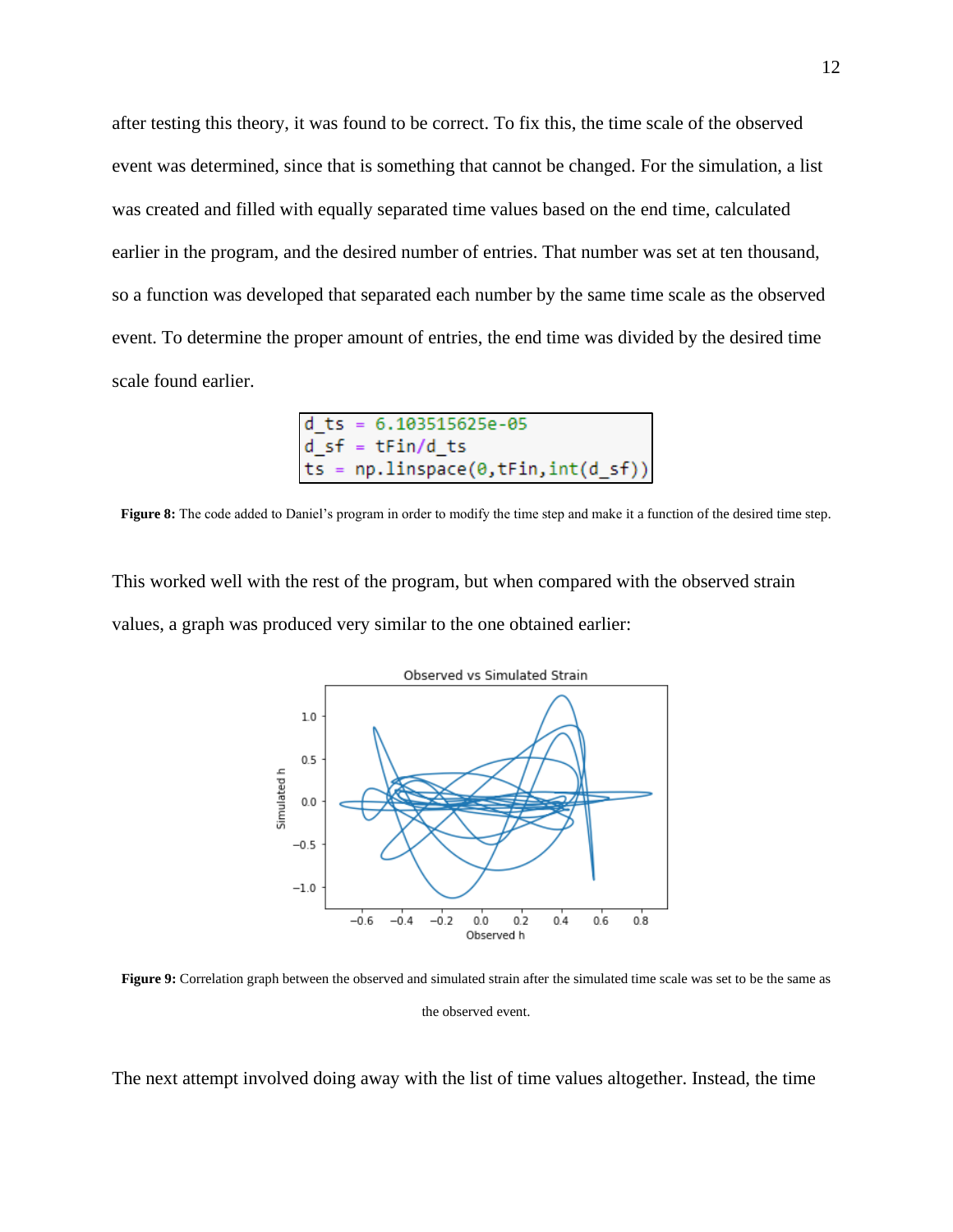after testing this theory, it was found to be correct. To fix this, the time scale of the observed event was determined, since that is something that cannot be changed. For the simulation, a list was created and filled with equally separated time values based on the end time, calculated earlier in the program, and the desired number of entries. That number was set at ten thousand, so a function was developed that separated each number by the same time scale as the observed event. To determine the proper amount of entries, the end time was divided by the desired time scale found earlier.

```
d_ts = 6.103515625e-05
d_sf = tFin/d_ts
ts = np.linspace(0,tFin,int(d_sf))
```

**Figure 8:** The code added to Daniel's program in order to modify the time step and make it a function of the desired time step.

This worked well with the rest of the program, but when compared with the observed strain values, a graph was produced very similar to the one obtained earlier:

Observed vs Simulated Strain

Simulated h

1.0
0.5
0.0
−0.5
−1.0

−0.6 −0.4 −0.2 0.0 0.2 0.4 0.6 0.8

Observed h

**Figure 9:** Correlation graph between the observed and simulated strain after the simulated time scale was set to be the same as the observed event.

The next attempt involved doing away with the list of time values altogether. Instead, the time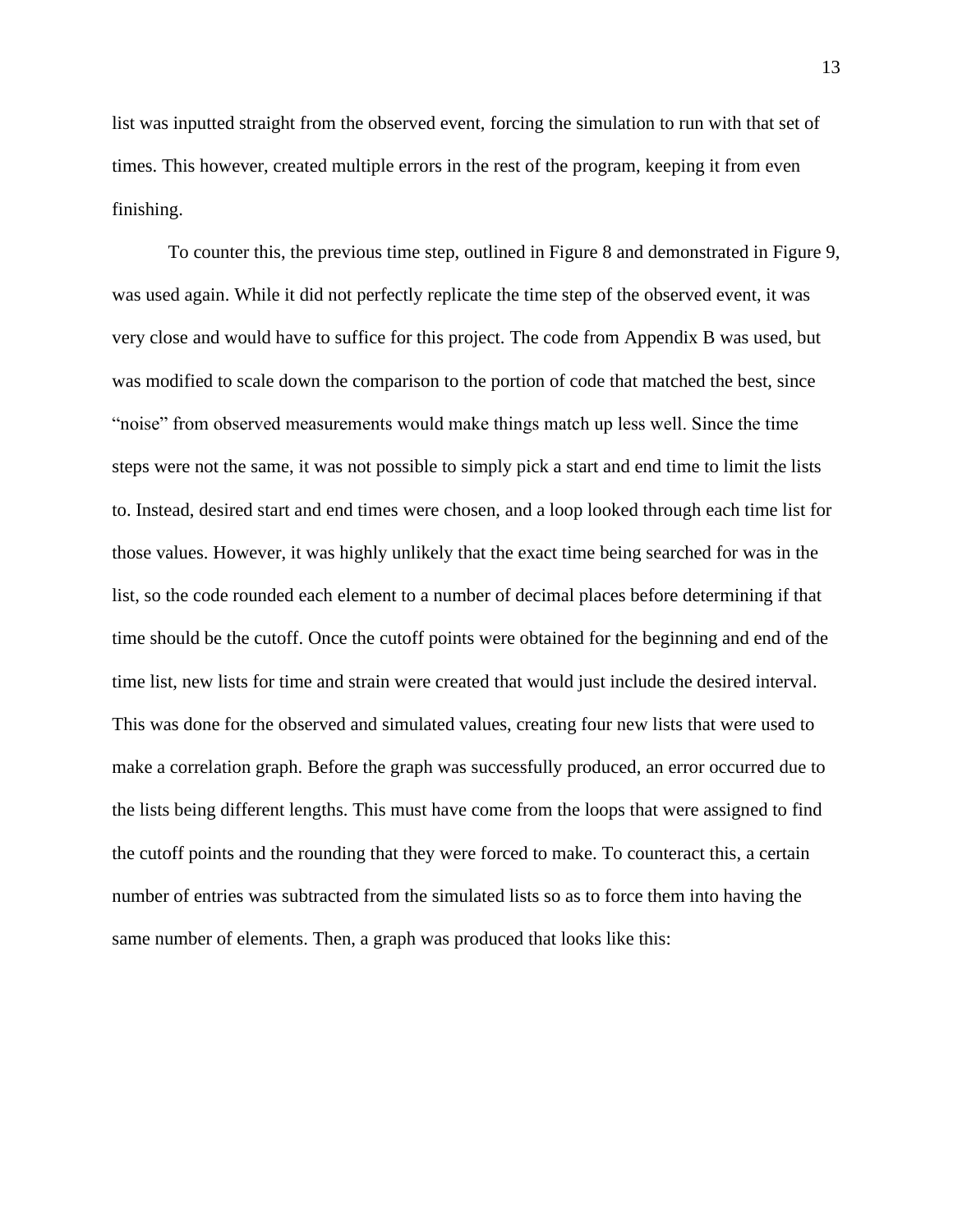list was inputted straight from the observed event, forcing the simulation to run with that set of times. This however, created multiple errors in the rest of the program, keeping it from even finishing.

To counter this, the previous time step, outlined in Figure 8 and demonstrated in Figure 9, was used again. While it did not perfectly replicate the time step of the observed event, it was very close and would have to suffice for this project. The code from Appendix B was used, but was modified to scale down the comparison to the portion of code that matched the best, since "noise" from observed measurements would make things match up less well. Since the time steps were not the same, it was not possible to simply pick a start and end time to limit the lists to. Instead, desired start and end times were chosen, and a loop looked through each time list for those values. However, it was highly unlikely that the exact time being searched for was in the list, so the code rounded each element to a number of decimal places before determining if that time should be the cutoff. Once the cutoff points were obtained for the beginning and end of the time list, new lists for time and strain were created that would just include the desired interval. This was done for the observed and simulated values, creating four new lists that were used to make a correlation graph. Before the graph was successfully produced, an error occurred due to the lists being different lengths. This must have come from the loops that were assigned to find the cutoff points and the rounding that they were forced to make. To counteract this, a certain number of entries was subtracted from the simulated lists so as to force them into having the same number of elements. Then, a graph was produced that looks like this: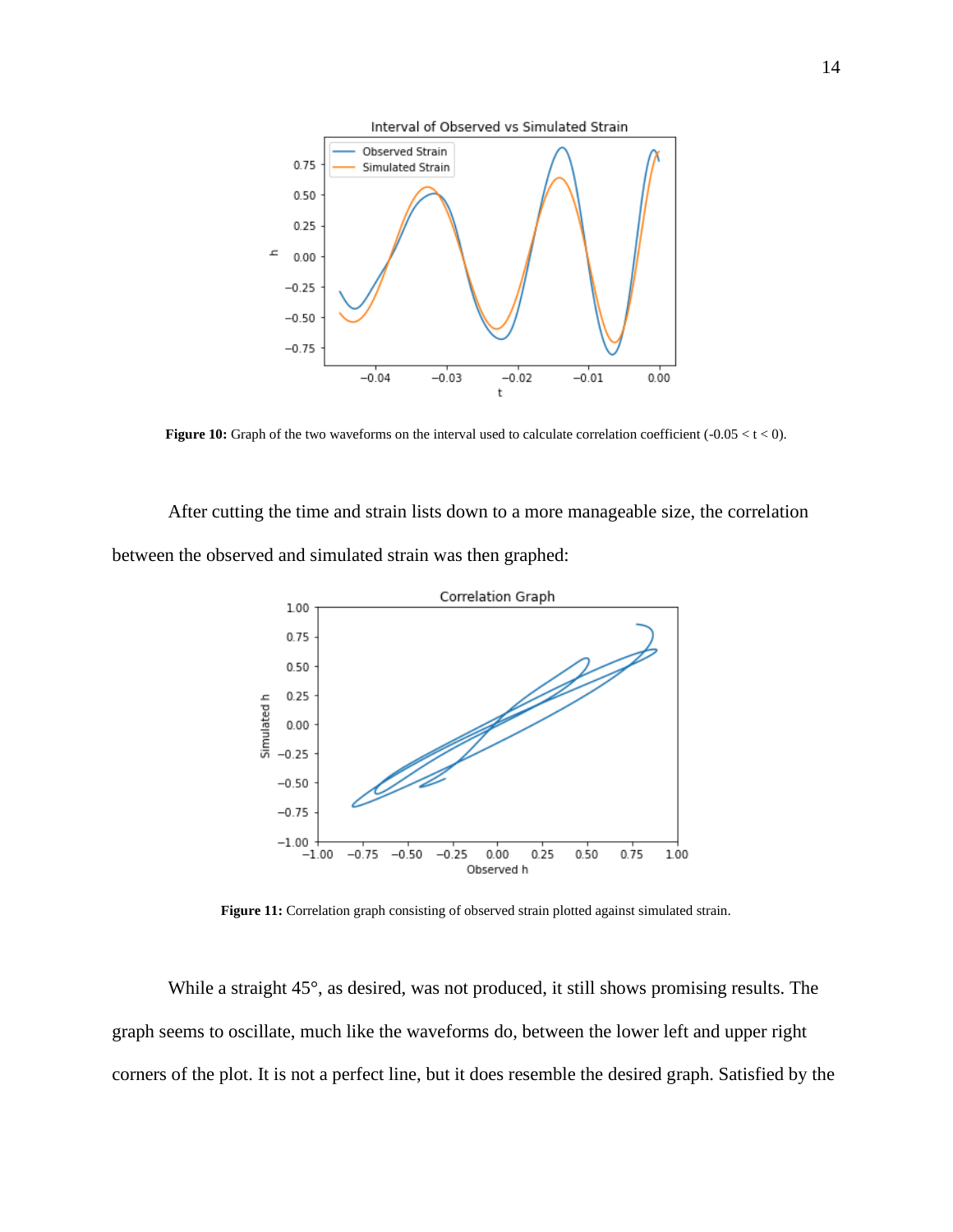Interval of Observed vs Simulated Strain

Observed Strain

Simulated Strain

h

0.75

0.50

0.25

0.00

−0.25

−0.50

−0.75

−0.04

−0.03

−0.02

−0.01

0.00

t

**Figure 10:** Graph of the two waveforms on the interval used to calculate correlation coefficient ($-0.05 < t < 0$).

After cutting the time and strain lists down to a more manageable size, the correlation between the observed and simulated strain was then graphed:

Correlation Graph

Simulated h

1.00

0.75

0.50

0.25

0.00

−0.25

−0.50

−0.75

−1.00

−1.00

−0.75

−0.50

−0.25

0.00

0.25

0.50

0.75

1.00

Observed h

**Figure 11:** Correlation graph consisting of observed strain plotted against simulated strain.

While a straight 45°, as desired, was not produced, it still shows promising results. The graph seems to oscillate, much like the waveforms do, between the lower left and upper right corners of the plot. It is not a perfect line, but it does resemble the desired graph. Satisfied by the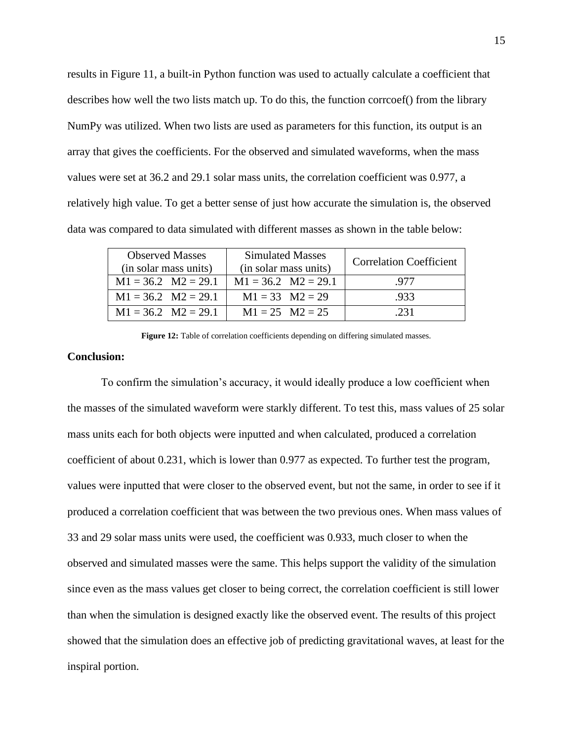results in Figure 11, a built-in Python function was used to actually calculate a coefficient that describes how well the two lists match up. To do this, the function corrcoef() from the library NumPy was utilized. When two lists are used as parameters for this function, its output is an array that gives the coefficients. For the observed and simulated waveforms, when the mass values were set at 36.2 and 29.1 solar mass units, the correlation coefficient was 0.977, a relatively high value. To get a better sense of just how accurate the simulation is, the observed data was compared to data simulated with different masses as shown in the table below:

| Observed Masses (in solar mass units) | Simulated Masses (in solar mass units) | Correlation Coefficient |
|---|---|---|
| M1 = 36.2  M2 = 29.1 | M1 = 36.2  M2 = 29.1 | .977 |
| M1 = 36.2  M2 = 29.1 | M1 = 33  M2 = 29 | .933 |
| M1 = 36.2  M2 = 29.1 | M1 = 25  M2 = 25 | .231 |

**Figure 12:** Table of correlation coefficients depending on differing simulated masses.

**Conclusion:**

To confirm the simulation's accuracy, it would ideally produce a low coefficient when the masses of the simulated waveform were starkly different. To test this, mass values of 25 solar mass units each for both objects were inputted and when calculated, produced a correlation coefficient of about 0.231, which is lower than 0.977 as expected. To further test the program, values were inputted that were closer to the observed event, but not the same, in order to see if it produced a correlation coefficient that was between the two previous ones. When mass values of 33 and 29 solar mass units were used, the coefficient was 0.933, much closer to when the observed and simulated masses were the same. This helps support the validity of the simulation since even as the mass values get closer to being correct, the correlation coefficient is still lower than when the simulation is designed exactly like the observed event. The results of this project showed that the simulation does an effective job of predicting gravitational waves, at least for the inspiral portion.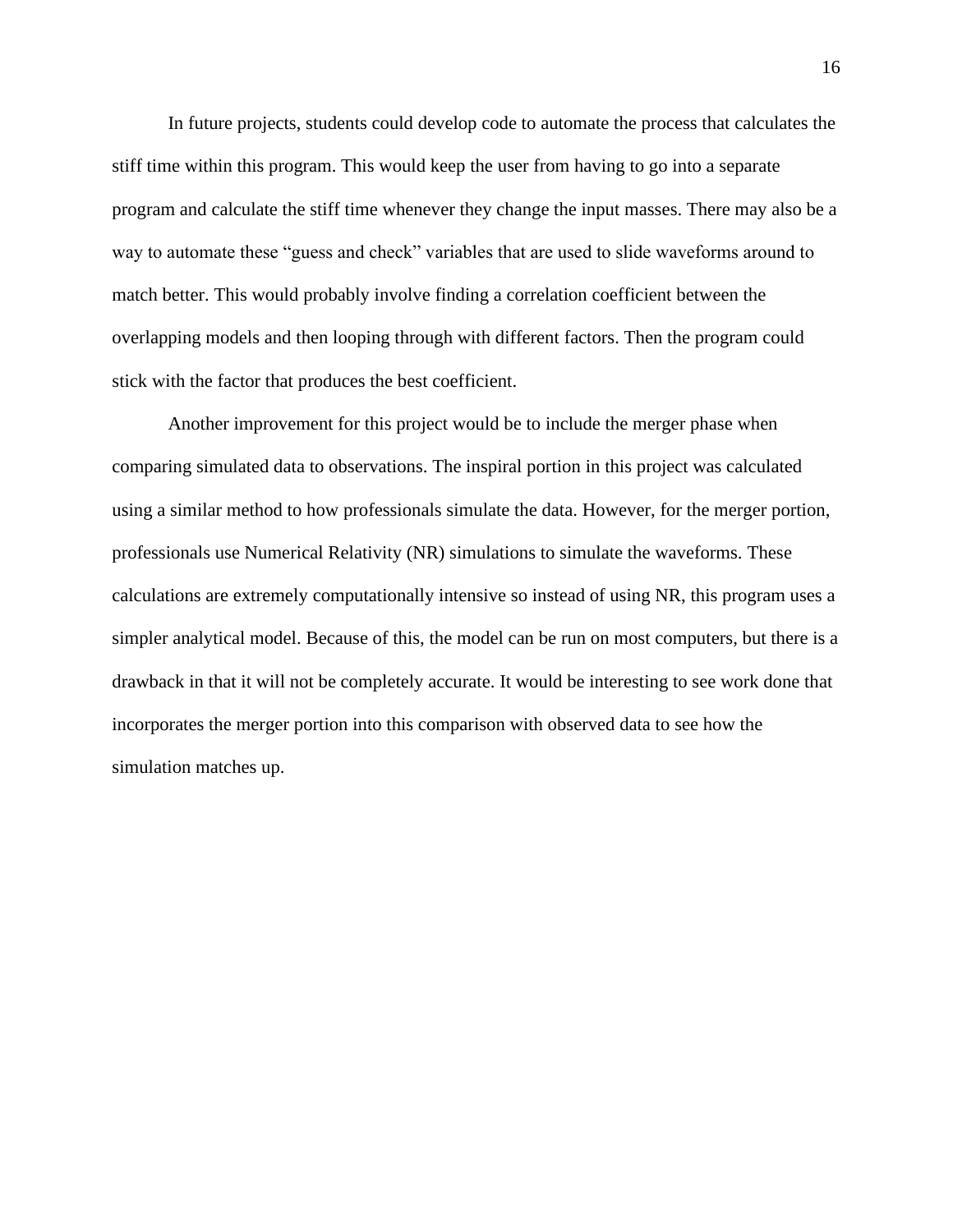In future projects, students could develop code to automate the process that calculates the stiff time within this program. This would keep the user from having to go into a separate program and calculate the stiff time whenever they change the input masses. There may also be a way to automate these “guess and check” variables that are used to slide waveforms around to match better. This would probably involve finding a correlation coefficient between the overlapping models and then looping through with different factors. Then the program could stick with the factor that produces the best coefficient.

Another improvement for this project would be to include the merger phase when comparing simulated data to observations. The inspiral portion in this project was calculated using a similar method to how professionals simulate the data. However, for the merger portion, professionals use Numerical Relativity (NR) simulations to simulate the waveforms. These calculations are extremely computationally intensive so instead of using NR, this program uses a simpler analytical model. Because of this, the model can be run on most computers, but there is a drawback in that it will not be completely accurate. It would be interesting to see work done that incorporates the merger portion into this comparison with observed data to see how the simulation matches up.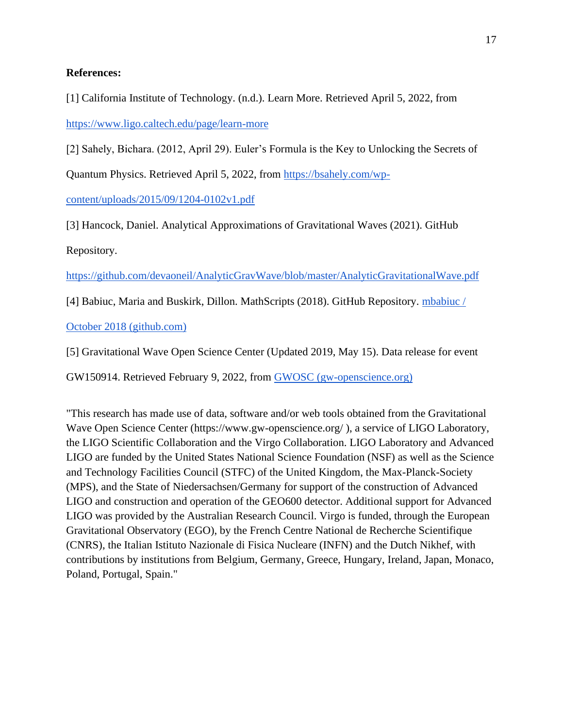**References:**

[1] California Institute of Technology. (n.d.). Learn More. Retrieved April 5, 2022, from https://www.ligo.caltech.edu/page/learn-more

[2] Sahely, Bichara. (2012, April 29). Euler's Formula is the Key to Unlocking the Secrets of Quantum Physics. Retrieved April 5, 2022, from https://bsahely.com/wp-content/uploads/2015/09/1204-0102v1.pdf

[3] Hancock, Daniel. Analytical Approximations of Gravitational Waves (2021). GitHub Repository. https://github.com/devaoneil/AnalyticGravWave/blob/master/AnalyticGravitationalWave.pdf

[4] Babiuc, Maria and Buskirk, Dillon. MathScripts (2018). GitHub Repository. mbabiuc / October 2018 (github.com)

[5] Gravitational Wave Open Science Center (Updated 2019, May 15). Data release for event GW150914. Retrieved February 9, 2022, from GWOSC (gw-openscience.org)

"This research has made use of data, software and/or web tools obtained from the Gravitational Wave Open Science Center (https://www.gw-openscience.org/ ), a service of LIGO Laboratory, the LIGO Scientific Collaboration and the Virgo Collaboration. LIGO Laboratory and Advanced LIGO are funded by the United States National Science Foundation (NSF) as well as the Science and Technology Facilities Council (STFC) of the United Kingdom, the Max-Planck-Society (MPS), and the State of Niedersachsen/Germany for support of the construction of Advanced LIGO and construction and operation of the GEO600 detector. Additional support for Advanced LIGO was provided by the Australian Research Council. Virgo is funded, through the European Gravitational Observatory (EGO), by the French Centre National de Recherche Scientifique (CNRS), the Italian Istituto Nazionale di Fisica Nucleare (INFN) and the Dutch Nikhef, with contributions by institutions from Belgium, Germany, Greece, Hungary, Ireland, Japan, Monaco, Poland, Portugal, Spain."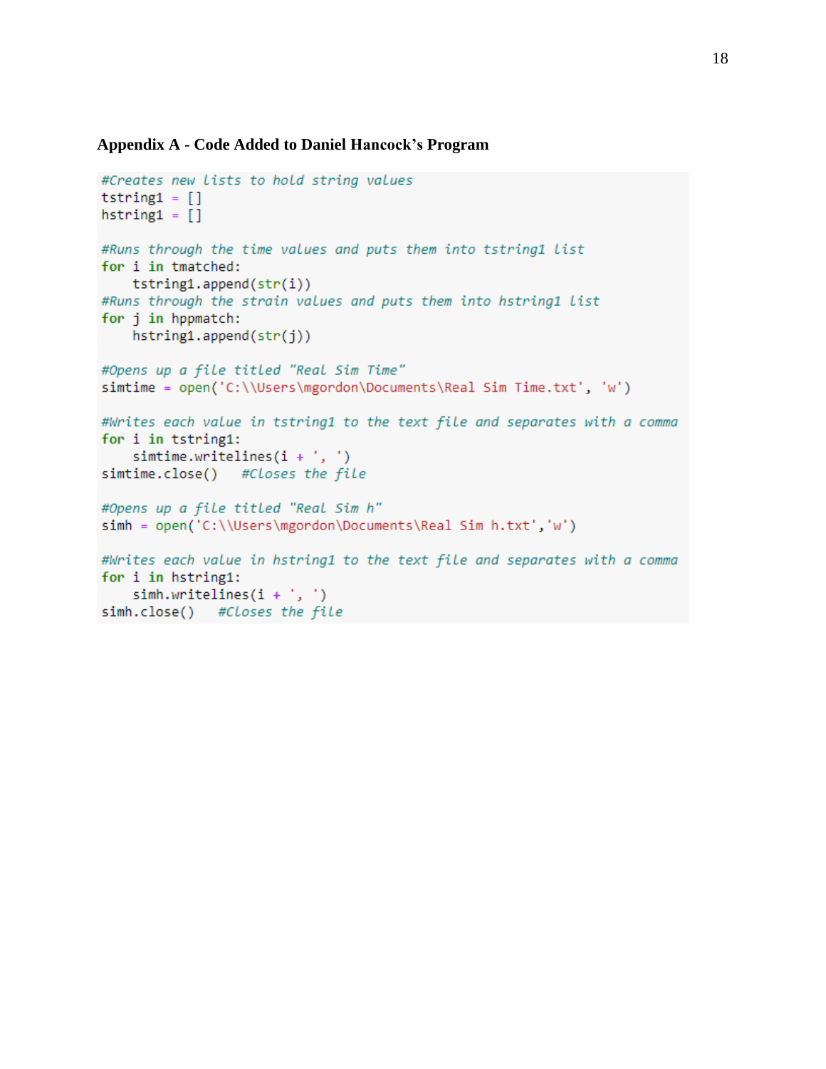**Appendix A - Code Added to Daniel Hancock's Program**

```
#Creates new lists to hold string values
tstring1 = []
hstring1 = []

#Runs through the time values and puts them into tstring1 list
for i in tmatched:
    tstring1.append(str(i))
#Runs through the strain values and puts them into hstring1 list
for j in hppmatch:
    hstring1.append(str(j))

#Opens up a file titled "Real Sim Time"
simtime = open('C:\\Users\mgordon\Documents\Real Sim Time.txt', 'w')

#Writes each value in tstring1 to the text file and separates with a comma
for i in tstring1:
    simtime.writelines(i + ', ')
simtime.close()   #Closes the file

#Opens up a file titled "Real Sim h"
simh = open('C:\\Users\mgordon\Documents\Real Sim h.txt','w')

#Writes each value in hstring1 to the text file and separates with a comma
for i in hstring1:
    simh.writelines(i + ', ')
simh.close()   #Closes the file
```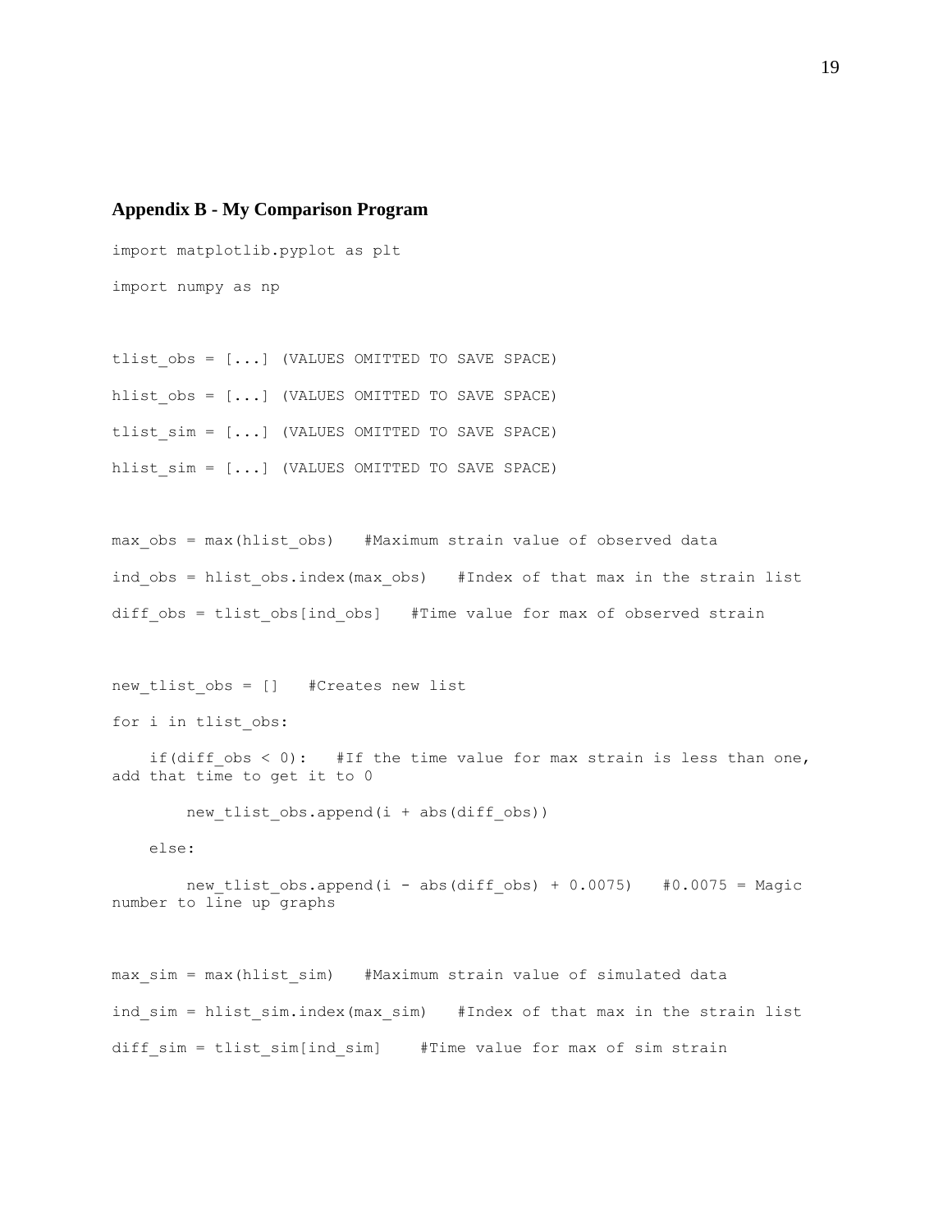### Appendix B - My Comparison Program

```
import matplotlib.pyplot as plt

import numpy as np


tlist_obs = [...] (VALUES OMITTED TO SAVE SPACE)

hlist_obs = [...] (VALUES OMITTED TO SAVE SPACE)

tlist_sim = [...] (VALUES OMITTED TO SAVE SPACE)

hlist_sim = [...] (VALUES OMITTED TO SAVE SPACE)


max_obs = max(hlist_obs)   #Maximum strain value of observed data

ind_obs = hlist_obs.index(max_obs)   #Index of that max in the strain list

diff_obs = tlist_obs[ind_obs]   #Time value for max of observed strain


new_tlist_obs = []   #Creates new list

for i in tlist_obs:

    if(diff_obs < 0):   #If the time value for max strain is less than one, 
add that time to get it to 0

        new_tlist_obs.append(i + abs(diff_obs))

    else:

        new_tlist_obs.append(i - abs(diff_obs) + 0.0075)   #0.0075 = Magic 
number to line up graphs


max_sim = max(hlist_sim)   #Maximum strain value of simulated data

ind_sim = hlist_sim.index(max_sim)   #Index of that max in the strain list

diff_sim = tlist_sim[ind_sim]    #Time value for max of sim strain
```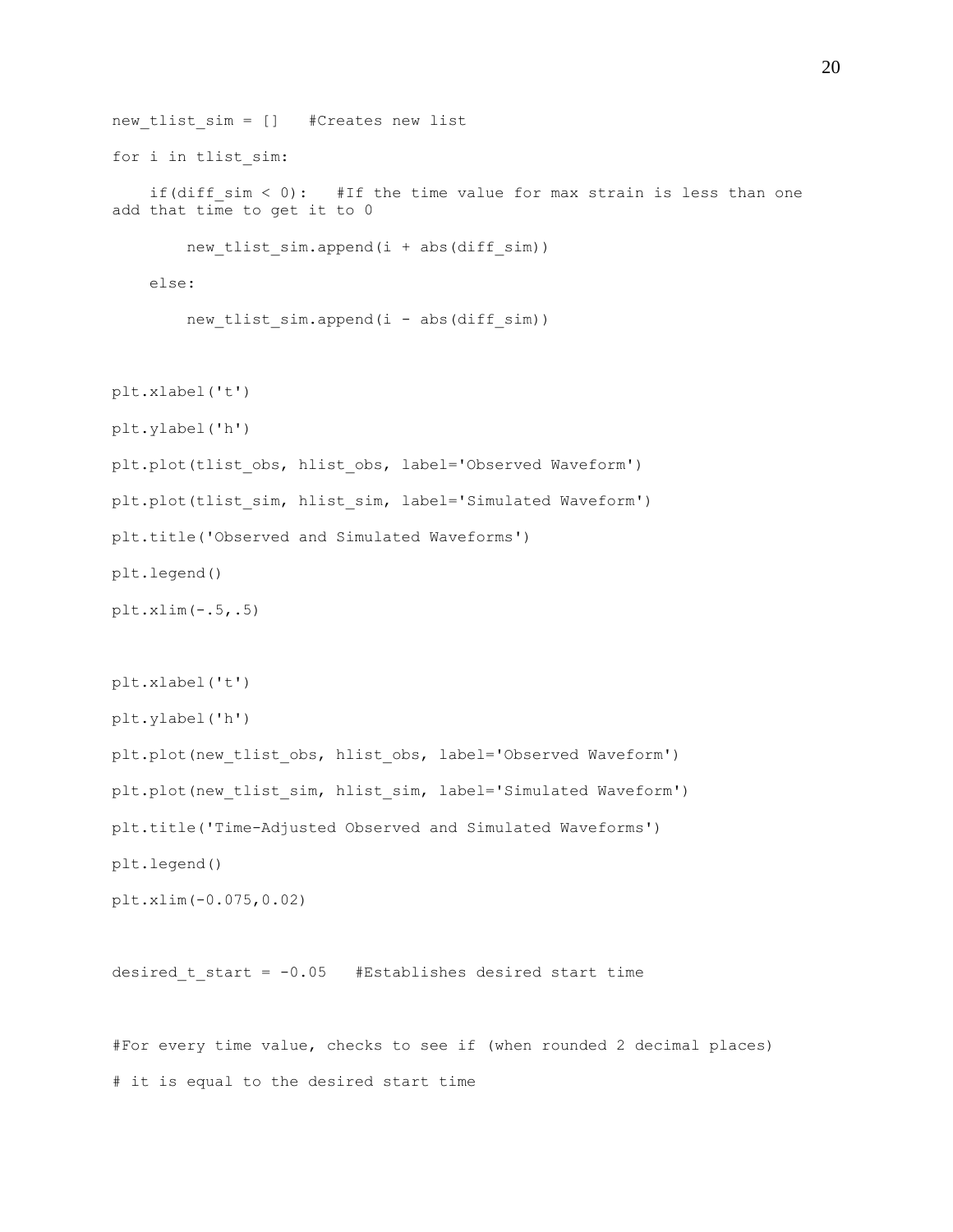```
new_tlist_sim = []   #Creates new list

for i in tlist_sim:

    if(diff_sim < 0):   #If the time value for max strain is less than one add that time to get it to 0

        new_tlist_sim.append(i + abs(diff_sim))

    else:

        new_tlist_sim.append(i - abs(diff_sim))


plt.xlabel('t')

plt.ylabel('h')

plt.plot(tlist_obs, hlist_obs, label='Observed Waveform')

plt.plot(tlist_sim, hlist_sim, label='Simulated Waveform')

plt.title('Observed and Simulated Waveforms')

plt.legend()

plt.xlim(-.5,.5)


plt.xlabel('t')

plt.ylabel('h')

plt.plot(new_tlist_obs, hlist_obs, label='Observed Waveform')

plt.plot(new_tlist_sim, hlist_sim, label='Simulated Waveform')

plt.title('Time-Adjusted Observed and Simulated Waveforms')

plt.legend()

plt.xlim(-0.075,0.02)


desired_t_start = -0.05   #Establishes desired start time


#For every time value, checks to see if (when rounded 2 decimal places)

# it is equal to the desired start time
```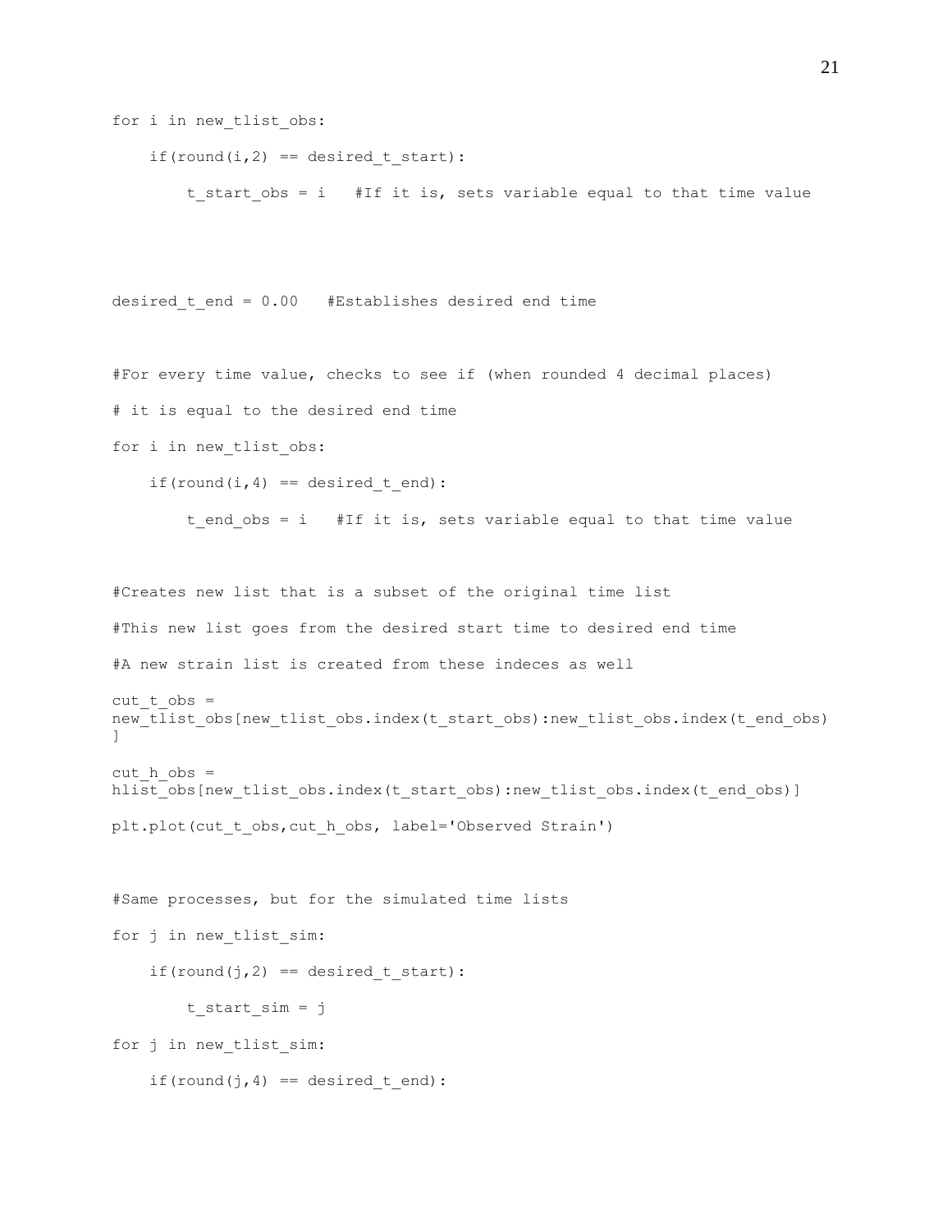```
for i in new_tlist_obs:

    if(round(i,2) == desired_t_start):

        t_start_obs = i   #If it is, sets variable equal to that time value




desired_t_end = 0.00   #Establishes desired end time



#For every time value, checks to see if (when rounded 4 decimal places)

# it is equal to the desired end time

for i in new_tlist_obs:

    if(round(i,4) == desired_t_end):

        t_end_obs = i   #If it is, sets variable equal to that time value



#Creates new list that is a subset of the original time list

#This new list goes from the desired start time to desired end time

#A new strain list is created from these indeces as well

cut_t_obs =
new_tlist_obs[new_tlist_obs.index(t_start_obs):new_tlist_obs.index(t_end_obs)
]

cut_h_obs =
hlist_obs[new_tlist_obs.index(t_start_obs):new_tlist_obs.index(t_end_obs)]

plt.plot(cut_t_obs,cut_h_obs, label='Observed Strain')



#Same processes, but for the simulated time lists

for j in new_tlist_sim:

    if(round(j,2) == desired_t_start):

        t_start_sim = j

for j in new_tlist_sim:

    if(round(j,4) == desired_t_end):
```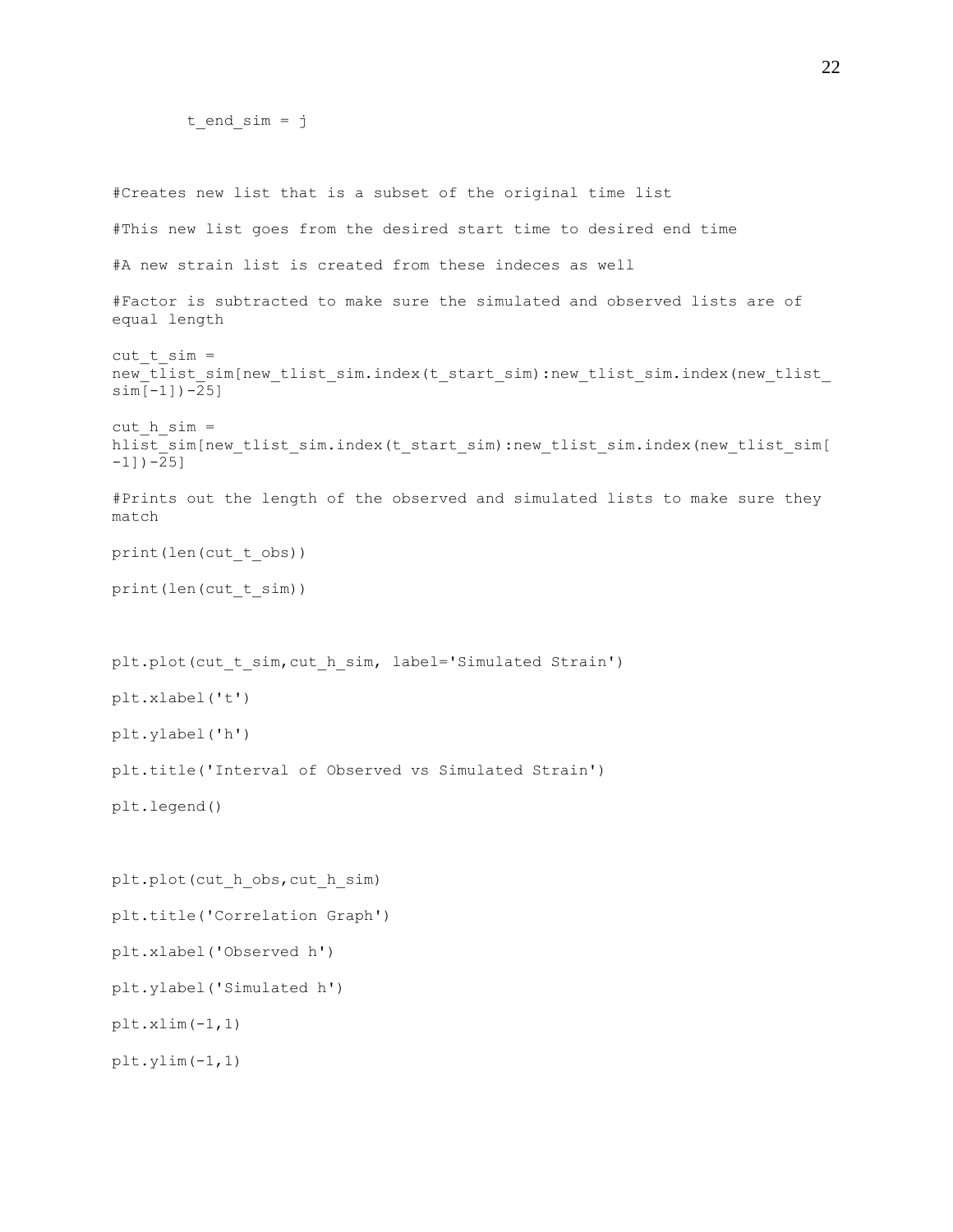```
        t_end_sim = j


#Creates new list that is a subset of the original time list

#This new list goes from the desired start time to desired end time

#A new strain list is created from these indeces as well

#Factor is subtracted to make sure the simulated and observed lists are of equal length

cut_t_sim = new_tlist_sim[new_tlist_sim.index(t_start_sim):new_tlist_sim.index(new_tlist_sim[-1])-25]

cut_h_sim = hlist_sim[new_tlist_sim.index(t_start_sim):new_tlist_sim.index(new_tlist_sim[-1])-25]

#Prints out the length of the observed and simulated lists to make sure they match

print(len(cut_t_obs))

print(len(cut_t_sim))



plt.plot(cut_t_sim,cut_h_sim, label='Simulated Strain')

plt.xlabel('t')

plt.ylabel('h')

plt.title('Interval of Observed vs Simulated Strain')

plt.legend()



plt.plot(cut_h_obs,cut_h_sim)

plt.title('Correlation Graph')

plt.xlabel('Observed h')

plt.ylabel('Simulated h')

plt.xlim(-1,1)

plt.ylim(-1,1)
```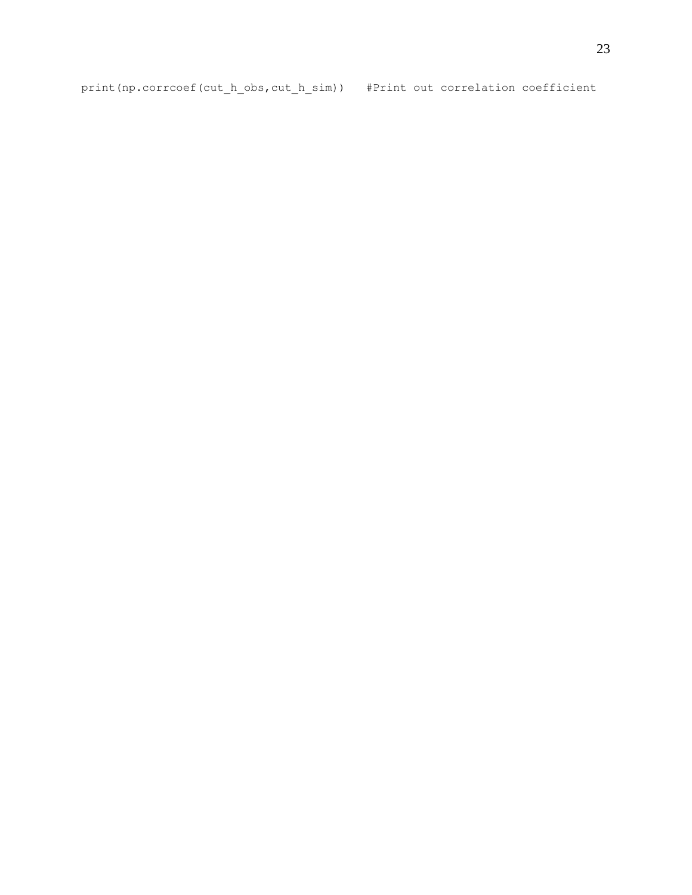```
print(np.corrcoef(cut_h_obs,cut_h_sim))    #Print out correlation coefficient
```